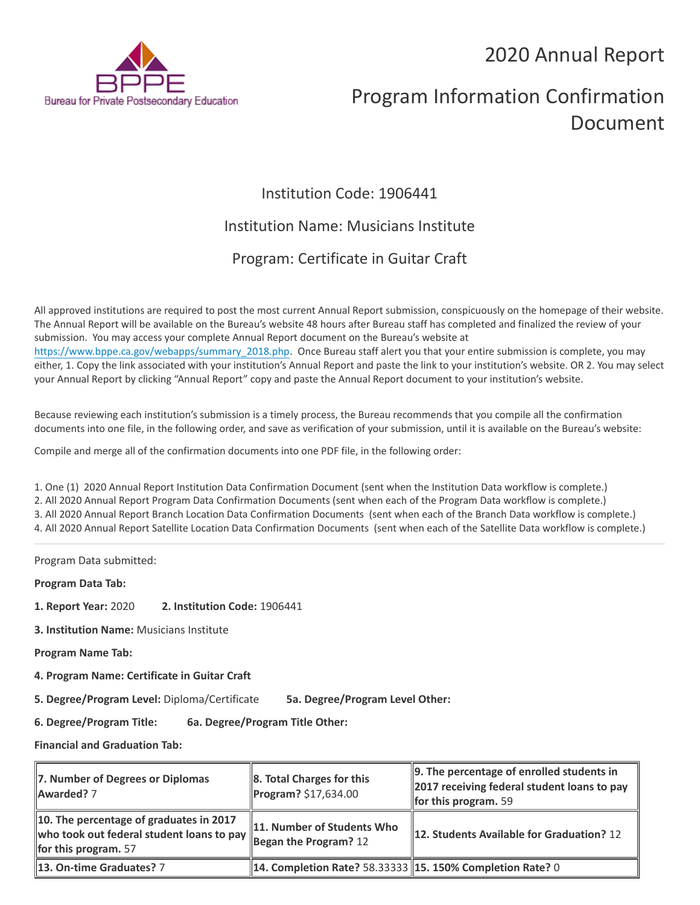BPPE
Bureau for Private Postsecondary Education

# 2020 Annual Report

# Program Information Confirmation Document

## Institution Code: 1906441

## Institution Name: Musicians Institute

## Program: Certificate in Guitar Craft

All approved institutions are required to post the most current Annual Report submission, conspicuously on the homepage of their website. The Annual Report will be available on the Bureau's website 48 hours after Bureau staff has completed and finalized the review of your submission. You may access your complete Annual Report document on the Bureau's website at https://www.bppe.ca.gov/webapps/summary_2018.php. Once Bureau staff alert you that your entire submission is complete, you may either, 1. Copy the link associated with your institution's Annual Report and paste the link to your institution's website. OR 2. You may select your Annual Report by clicking "Annual Report" copy and paste the Annual Report document to your institution's website.

Because reviewing each institution's submission is a timely process, the Bureau recommends that you compile all the confirmation documents into one file, in the following order, and save as verification of your submission, until it is available on the Bureau's website:

Compile and merge all of the confirmation documents into one PDF file, in the following order:

1. One (1) 2020 Annual Report Institution Data Confirmation Document (sent when the Institution Data workflow is complete.)
2. All 2020 Annual Report Program Data Confirmation Documents (sent when each of the Program Data workflow is complete.)
3. All 2020 Annual Report Branch Location Data Confirmation Documents (sent when each of the Branch Data workflow is complete.)
4. All 2020 Annual Report Satellite Location Data Confirmation Documents (sent when each of the Satellite Data workflow is complete.)

---

Program Data submitted:

**Program Data Tab:**

**1. Report Year:** 2020 **2. Institution Code:** 1906441

**3. Institution Name:** Musicians Institute

**Program Name Tab:**

**4. Program Name: Certificate in Guitar Craft**

**5. Degree/Program Level:** Diploma/Certificate **5a. Degree/Program Level Other:**

**6. Degree/Program Title:** **6a. Degree/Program Title Other:**

**Financial and Graduation Tab:**

| | | |
|---|---|---|
| **7. Number of Degrees or Diplomas Awarded?** 7 | **8. Total Charges for this Program?** $17,634.00 | **9. The percentage of enrolled students in 2017 receiving federal student loans to pay for this program.** 59 |
| **10. The percentage of graduates in 2017 who took out federal student loans to pay for this program.** 57 | **11. Number of Students Who Began the Program?** 12 | **12. Students Available for Graduation?** 12 |
| **13. On-time Graduates?** 7 | **14. Completion Rate?** 58.33333 | **15. 150% Completion Rate?** 0 |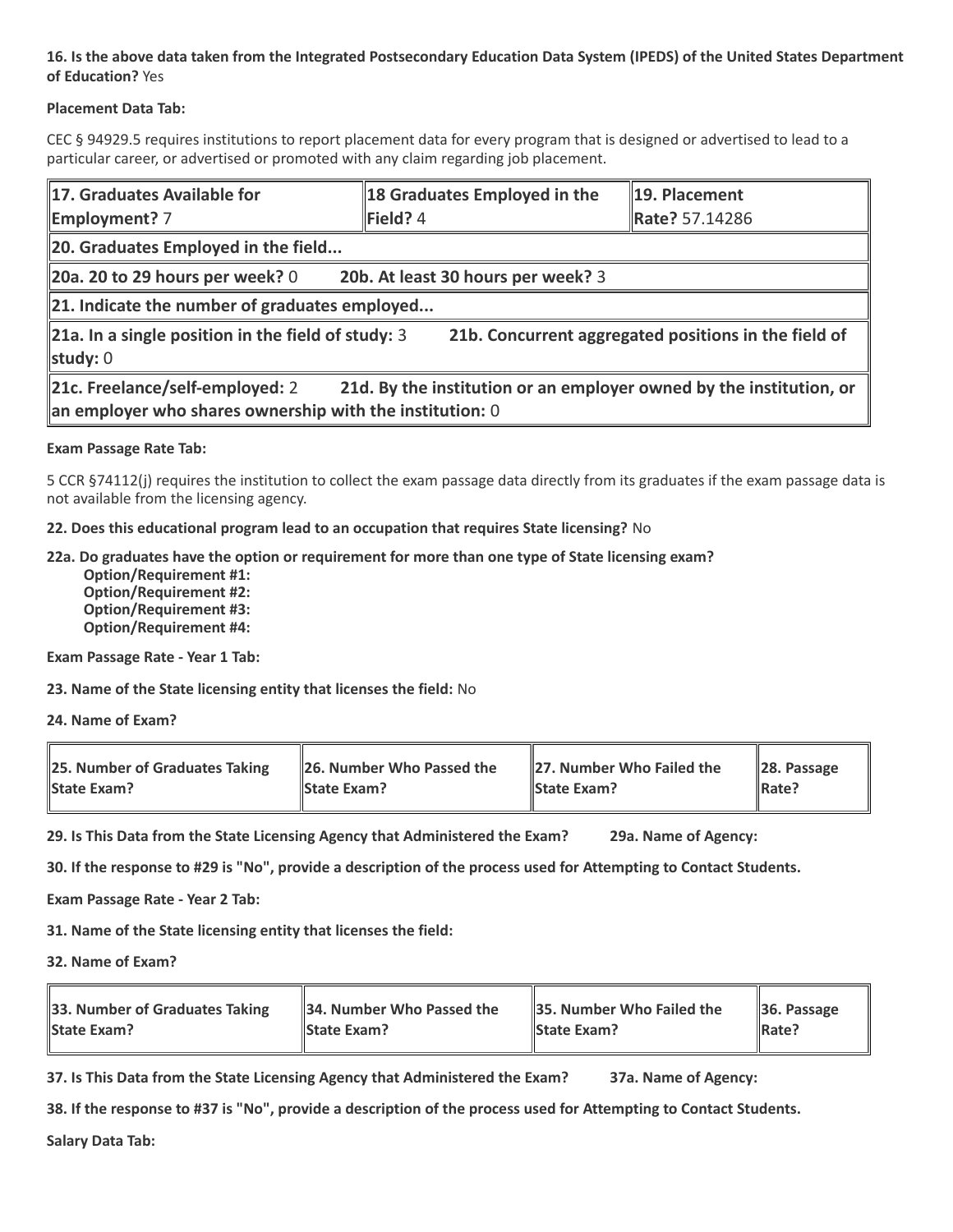**16. Is the above data taken from the Integrated Postsecondary Education Data System (IPEDS) of the United States Department of Education?** Yes

**Placement Data Tab:**

CEC § 94929.5 requires institutions to report placement data for every program that is designed or advertised to lead to a particular career, or advertised or promoted with any claim regarding job placement.

| **17. Graduates Available for Employment?** 7 | **18 Graduates Employed in the Field?** 4 | **19. Placement Rate?** 57.14286 |
|---|---|---|
| **20. Graduates Employed in the field...** | | |
| **20a. 20 to 29 hours per week?** 0 | **20b. At least 30 hours per week?** 3 | |
| **21. Indicate the number of graduates employed...** | | |
| **21a. In a single position in the field of study:** 3 | **21b. Concurrent aggregated positions in the field of study:** 0 | |
| **21c. Freelance/self-employed:** 2 | **21d. By the institution or an employer owned by the institution, or an employer who shares ownership with the institution:** 0 | |

**Exam Passage Rate Tab:**

5 CCR §74112(j) requires the institution to collect the exam passage data directly from its graduates if the exam passage data is not available from the licensing agency.

**22. Does this educational program lead to an occupation that requires State licensing?** No

**22a. Do graduates have the option or requirement for more than one type of State licensing exam?**
- **Option/Requirement #1:**
- **Option/Requirement #2:**
- **Option/Requirement #3:**
- **Option/Requirement #4:**

**Exam Passage Rate - Year 1 Tab:**

**23. Name of the State licensing entity that licenses the field:** No

**24. Name of Exam?**

| **25. Number of Graduates Taking State Exam?** | **26. Number Who Passed the State Exam?** | **27. Number Who Failed the State Exam?** | **28. Passage Rate?** |
|---|---|---|---|

**29. Is This Data from the State Licensing Agency that Administered the Exam?** **29a. Name of Agency:**

**30. If the response to #29 is "No", provide a description of the process used for Attempting to Contact Students.**

**Exam Passage Rate - Year 2 Tab:**

**31. Name of the State licensing entity that licenses the field:**

**32. Name of Exam?**

| **33. Number of Graduates Taking State Exam?** | **34. Number Who Passed the State Exam?** | **35. Number Who Failed the State Exam?** | **36. Passage Rate?** |
|---|---|---|---|

**37. Is This Data from the State Licensing Agency that Administered the Exam?** **37a. Name of Agency:**

**38. If the response to #37 is "No", provide a description of the process used for Attempting to Contact Students.**

**Salary Data Tab:**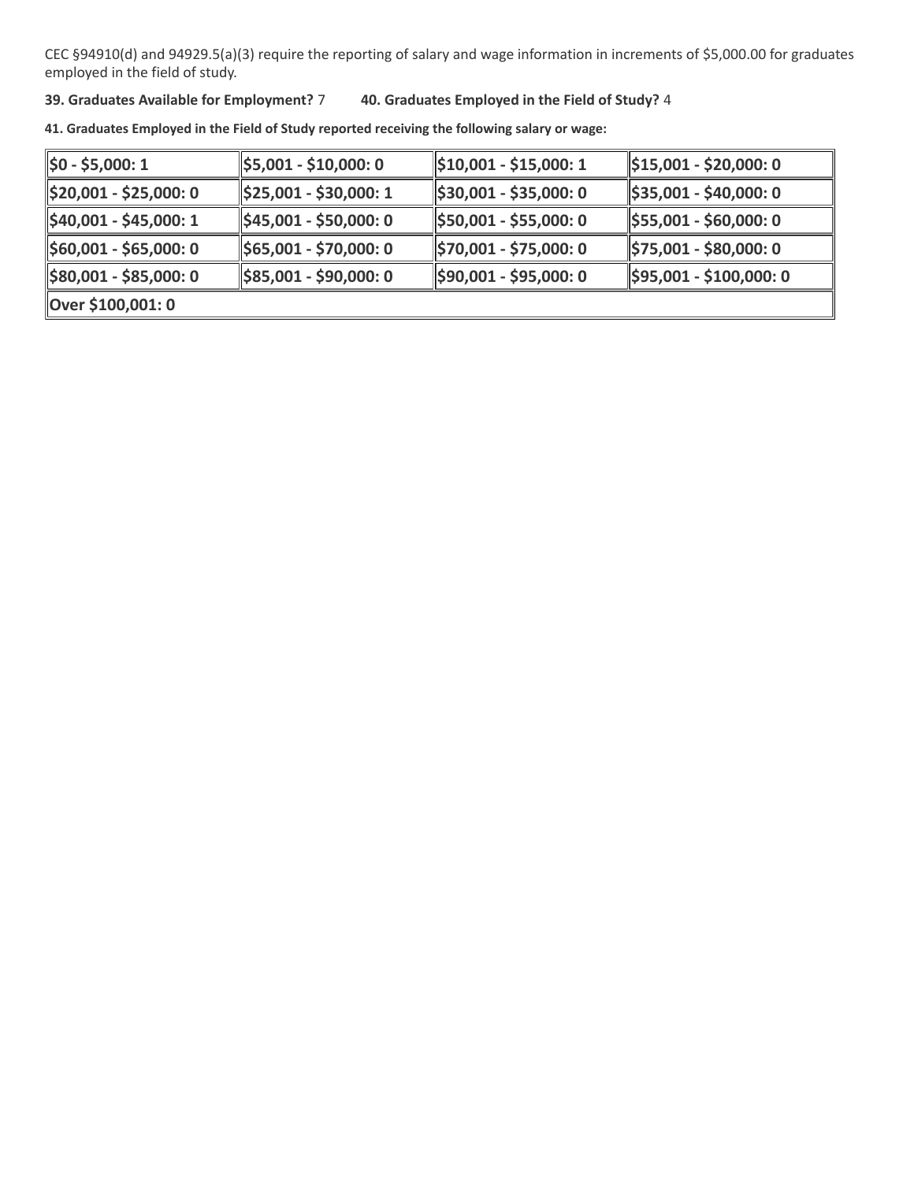CEC §94910(d) and 94929.5(a)(3) require the reporting of salary and wage information in increments of $5,000.00 for graduates employed in the field of study.

**39. Graduates Available for Employment?** 7 **40. Graduates Employed in the Field of Study?** 4

**41. Graduates Employed in the Field of Study reported receiving the following salary or wage:**

| | | | |
|---|---|---|---|
| **$0 - $5,000: 1** | **$5,001 - $10,000: 0** | **$10,001 - $15,000: 1** | **$15,001 - $20,000: 0** |
| **$20,001 - $25,000: 0** | **$25,001 - $30,000: 1** | **$30,001 - $35,000: 0** | **$35,001 - $40,000: 0** |
| **$40,001 - $45,000: 1** | **$45,001 - $50,000: 0** | **$50,001 - $55,000: 0** | **$55,001 - $60,000: 0** |
| **$60,001 - $65,000: 0** | **$65,001 - $70,000: 0** | **$70,001 - $75,000: 0** | **$75,001 - $80,000: 0** |
| **$80,001 - $85,000: 0** | **$85,001 - $90,000: 0** | **$90,001 - $95,000: 0** | **$95,001 - $100,000: 0** |
| **Over $100,001: 0** | | | |